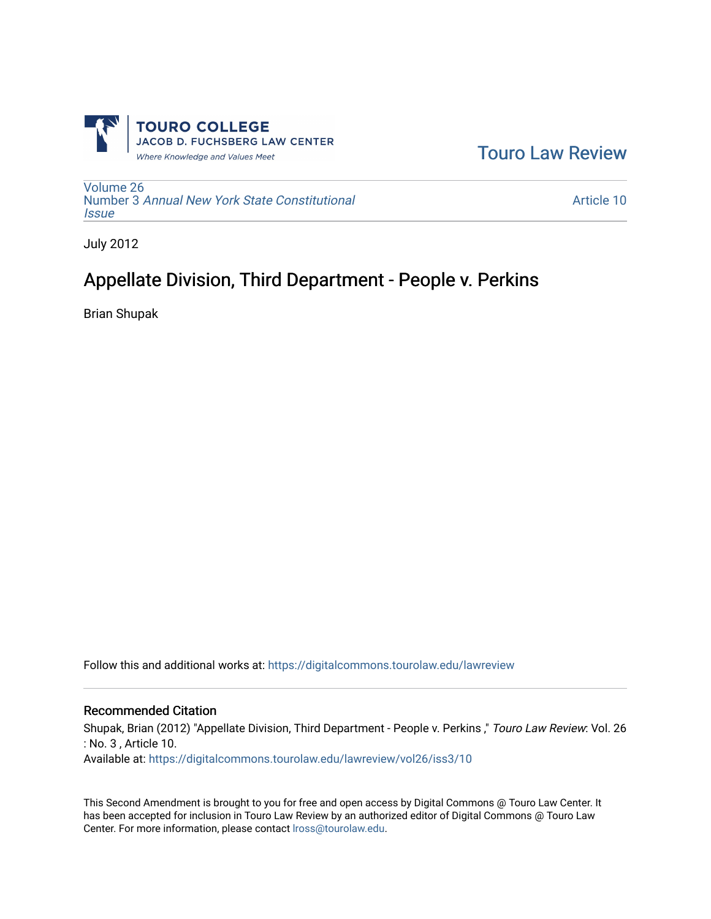TOURO COLLEGE
JACOB D. FUCHSBERG LAW CENTER
*Where Knowledge and Values Meet*

Touro Law Review

Volume 26
Number 3 *Annual New York State Constitutional Issue*

Article 10

July 2012

# Appellate Division, Third Department - People v. Perkins

Brian Shupak

Follow this and additional works at: https://digitalcommons.tourolaw.edu/lawreview

## Recommended Citation

Shupak, Brian (2012) "Appellate Division, Third Department - People v. Perkins ," *Touro Law Review*: Vol. 26 : No. 3 , Article 10.
Available at: https://digitalcommons.tourolaw.edu/lawreview/vol26/iss3/10

This Second Amendment is brought to you for free and open access by Digital Commons @ Touro Law Center. It has been accepted for inclusion in Touro Law Review by an authorized editor of Digital Commons @ Touro Law Center. For more information, please contact lross@tourolaw.edu.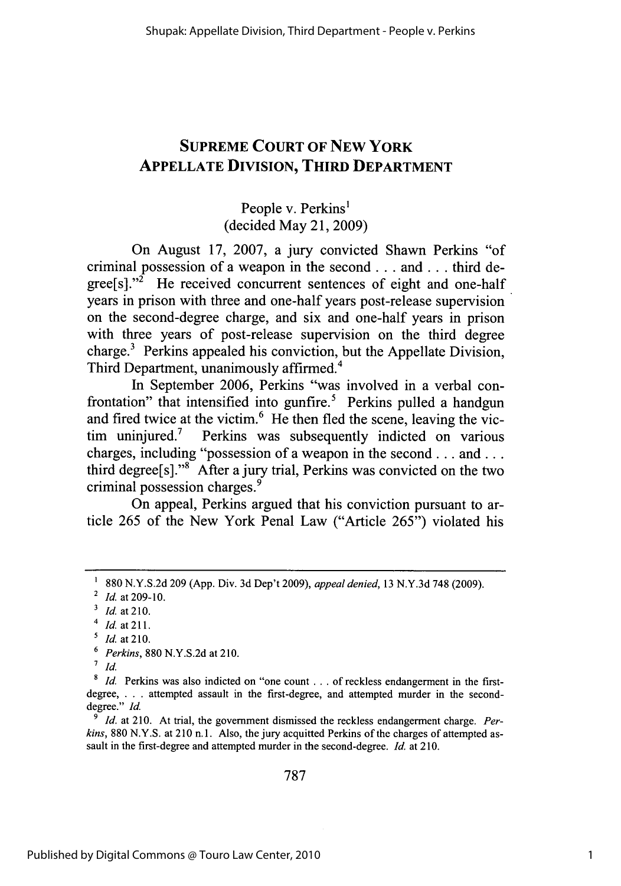# SUPREME COURT OF NEW YORK
# APPELLATE DIVISION, THIRD DEPARTMENT

People v. Perkins[1]
(decided May 21, 2009)

On August 17, 2007, a jury convicted Shawn Perkins "of criminal possession of a weapon in the second . . . and . . . third degree[s]."[2] He received concurrent sentences of eight and one-half years in prison with three and one-half years post-release supervision on the second-degree charge, and six and one-half years in prison with three years of post-release supervision on the third degree charge.[3] Perkins appealed his conviction, but the Appellate Division, Third Department, unanimously affirmed.[4]

In September 2006, Perkins "was involved in a verbal confrontation" that intensified into gunfire.[5] Perkins pulled a handgun and fired twice at the victim.[6] He then fled the scene, leaving the victim uninjured.[7] Perkins was subsequently indicted on various charges, including "possession of a weapon in the second . . . and . . . third degree[s]."[8] After a jury trial, Perkins was convicted on the two criminal possession charges.[9]

On appeal, Perkins argued that his conviction pursuant to article 265 of the New York Penal Law ("Article 265") violated his

---

[1] 880 N.Y.S.2d 209 (App. Div. 3d Dep't 2009), *appeal denied*, 13 N.Y.3d 748 (2009).

[2] *Id.* at 209-10.

[3] *Id.* at 210.

[4] *Id.* at 211.

[5] *Id.* at 210.

[6] *Perkins*, 880 N.Y.S.2d at 210.

[7] *Id.*

[8] *Id.* Perkins was also indicted on "one count . . . of reckless endangerment in the first-degree, . . . attempted assault in the first-degree, and attempted murder in the second-degree." *Id.*

[9] *Id.* at 210. At trial, the government dismissed the reckless endangerment charge. *Perkins*, 880 N.Y.S. at 210 n.1. Also, the jury acquitted Perkins of the charges of attempted assault in the first-degree and attempted murder in the second-degree. *Id.* at 210.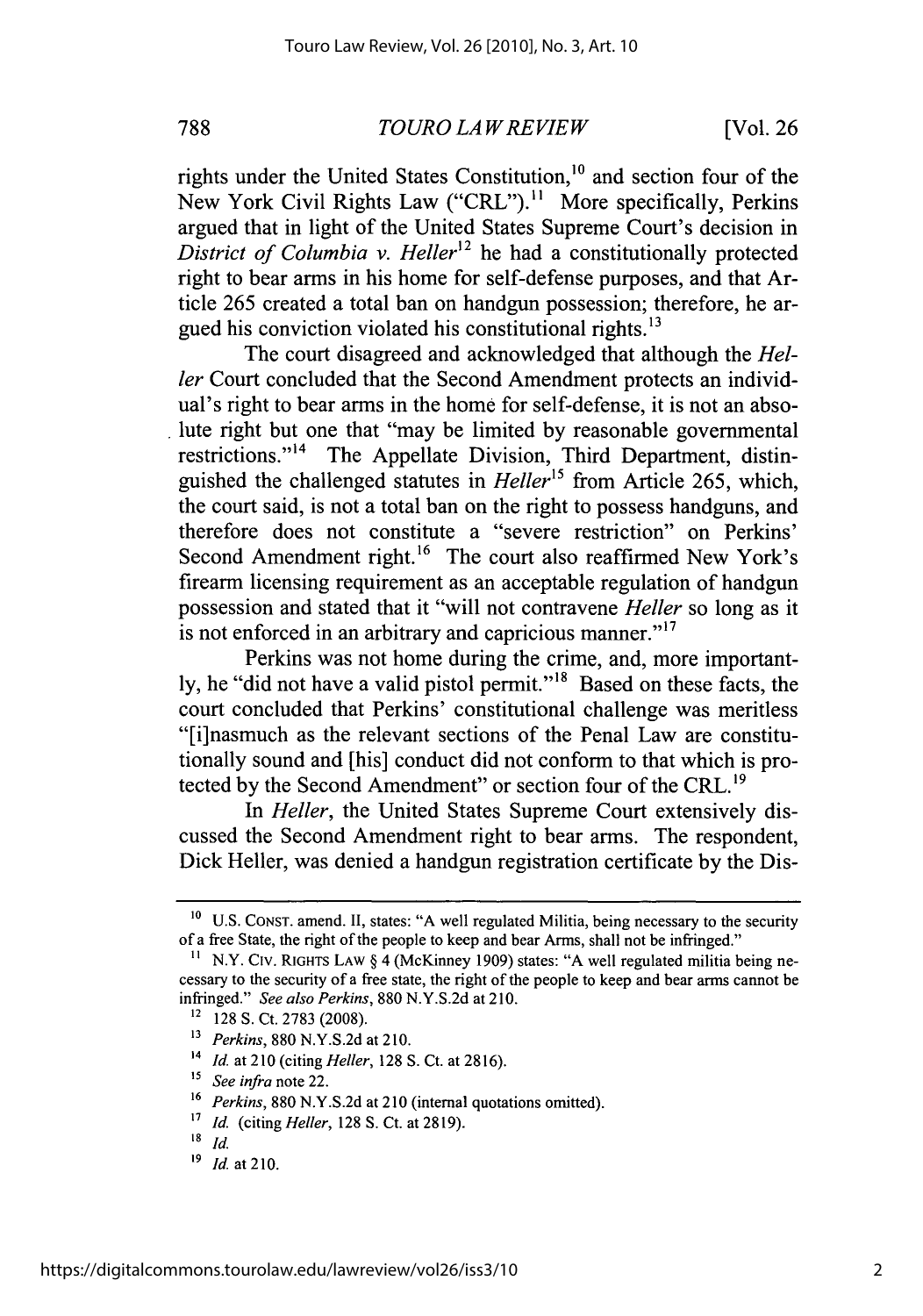rights under the United States Constitution,[10] and section four of the New York Civil Rights Law ("CRL").[11] More specifically, Perkins argued that in light of the United States Supreme Court's decision in *District of Columbia v. Heller*[12] he had a constitutionally protected right to bear arms in his home for self-defense purposes, and that Article 265 created a total ban on handgun possession; therefore, he argued his conviction violated his constitutional rights.[13]

The court disagreed and acknowledged that although the *Heller* Court concluded that the Second Amendment protects an individual's right to bear arms in the home for self-defense, it is not an absolute right but one that "may be limited by reasonable governmental restrictions."[14] The Appellate Division, Third Department, distinguished the challenged statutes in *Heller*[15] from Article 265, which, the court said, is not a total ban on the right to possess handguns, and therefore does not constitute a "severe restriction" on Perkins' Second Amendment right.[16] The court also reaffirmed New York's firearm licensing requirement as an acceptable regulation of handgun possession and stated that it "will not contravene *Heller* so long as it is not enforced in an arbitrary and capricious manner."[17]

Perkins was not home during the crime, and, more importantly, he "did not have a valid pistol permit."[18] Based on these facts, the court concluded that Perkins' constitutional challenge was meritless "[i]nasmuch as the relevant sections of the Penal Law are constitutionally sound and [his] conduct did not conform to that which is protected by the Second Amendment" or section four of the CRL.[19]

In *Heller*, the United States Supreme Court extensively discussed the Second Amendment right to bear arms. The respondent, Dick Heller, was denied a handgun registration certificate by the Dis-

---

[10] U.S. CONST. amend. II, states: "A well regulated Militia, being necessary to the security of a free State, the right of the people to keep and bear Arms, shall not be infringed."

[11] N.Y. CIV. RIGHTS LAW § 4 (McKinney 1909) states: "A well regulated militia being necessary to the security of a free state, the right of the people to keep and bear arms cannot be infringed." *See also Perkins*, 880 N.Y.S.2d at 210.

[12] 128 S. Ct. 2783 (2008).

[13] *Perkins*, 880 N.Y.S.2d at 210.

[14] *Id.* at 210 (citing *Heller*, 128 S. Ct. at 2816).

[15] *See infra* note 22.

[16] *Perkins*, 880 N.Y.S.2d at 210 (internal quotations omitted).

[17] *Id.* (citing *Heller*, 128 S. Ct. at 2819).

[18] *Id.*

[19] *Id.* at 210.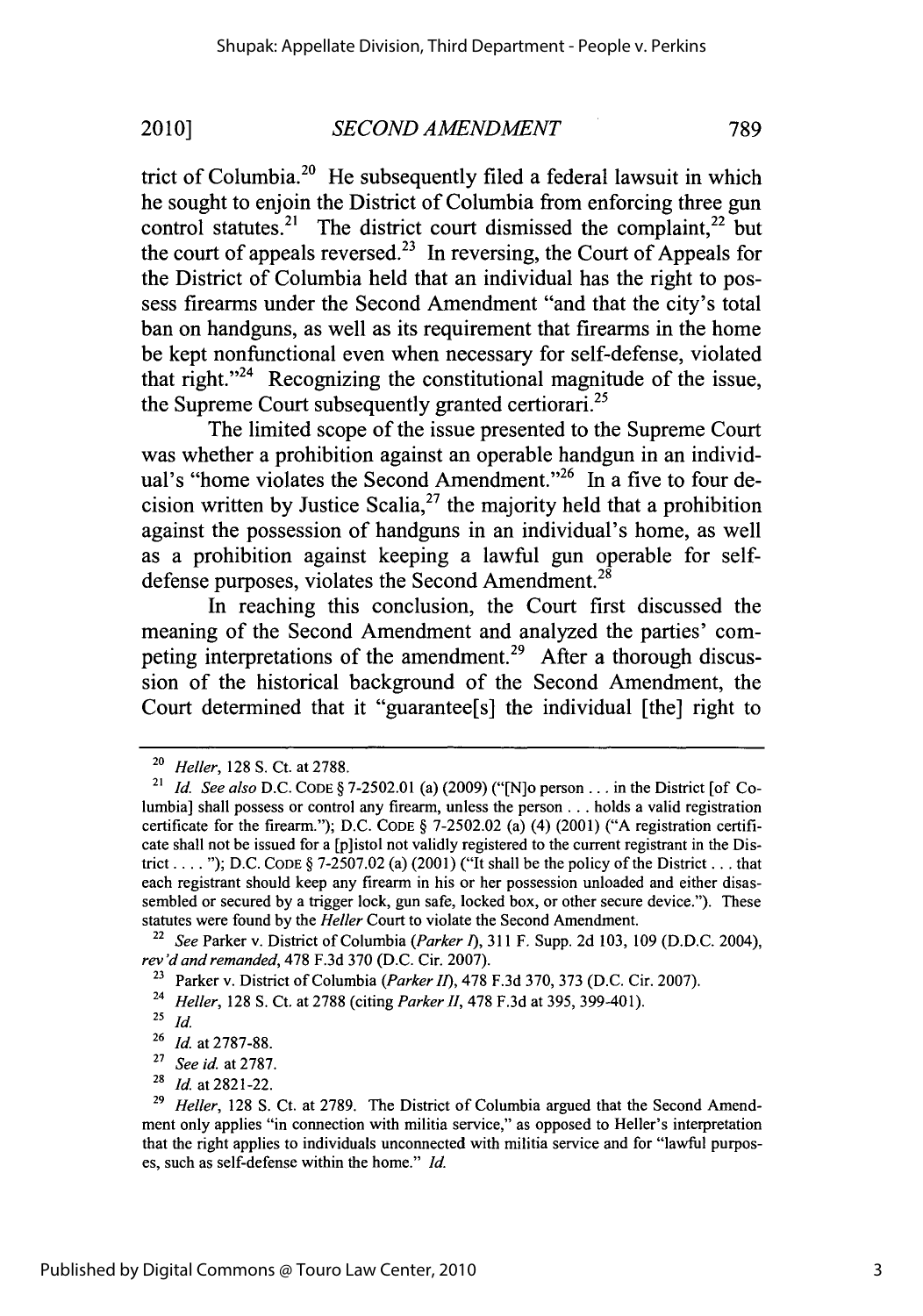trict of Columbia.[20] He subsequently filed a federal lawsuit in which he sought to enjoin the District of Columbia from enforcing three gun control statutes.[21] The district court dismissed the complaint,[22] but the court of appeals reversed.[23] In reversing, the Court of Appeals for the District of Columbia held that an individual has the right to possess firearms under the Second Amendment "and that the city's total ban on handguns, as well as its requirement that firearms in the home be kept nonfunctional even when necessary for self-defense, violated that right."[24] Recognizing the constitutional magnitude of the issue, the Supreme Court subsequently granted certiorari.[25]

The limited scope of the issue presented to the Supreme Court was whether a prohibition against an operable handgun in an individual's "home violates the Second Amendment."[26] In a five to four decision written by Justice Scalia,[27] the majority held that a prohibition against the possession of handguns in an individual's home, as well as a prohibition against keeping a lawful gun operable for self-defense purposes, violates the Second Amendment.[28]

In reaching this conclusion, the Court first discussed the meaning of the Second Amendment and analyzed the parties' competing interpretations of the amendment.[29] After a thorough discussion of the historical background of the Second Amendment, the Court determined that it "guarantee[s] the individual [the] right to

---

[20] *Heller*, 128 S. Ct. at 2788.

[21] *Id. See also* D.C. CODE § 7-2502.01 (a) (2009) ("[N]o person . . . in the District [of Columbia] shall possess or control any firearm, unless the person . . . holds a valid registration certificate for the firearm."); D.C. CODE § 7-2502.02 (a) (4) (2001) ("A registration certificate shall not be issued for a [p]istol not validly registered to the current registrant in the District . . . . "); D.C. CODE § 7-2507.02 (a) (2001) ("It shall be the policy of the District . . . that each registrant should keep any firearm in his or her possession unloaded and either disassembled or secured by a trigger lock, gun safe, locked box, or other secure device."). These statutes were found by the *Heller* Court to violate the Second Amendment.

[22] *See* Parker v. District of Columbia (*Parker I*), 311 F. Supp. 2d 103, 109 (D.D.C. 2004), *rev'd and remanded*, 478 F.3d 370 (D.C. Cir. 2007).

[23] Parker v. District of Columbia (*Parker II*), 478 F.3d 370, 373 (D.C. Cir. 2007).

[24] *Heller*, 128 S. Ct. at 2788 (citing *Parker II*, 478 F.3d at 395, 399-401).

[25] *Id.*

[26] *Id.* at 2787-88.

[27] *See id.* at 2787.

[28] *Id.* at 2821-22.

[29] *Heller*, 128 S. Ct. at 2789. The District of Columbia argued that the Second Amendment only applies "in connection with militia service," as opposed to Heller's interpretation that the right applies to individuals unconnected with militia service and for "lawful purposes, such as self-defense within the home." *Id.*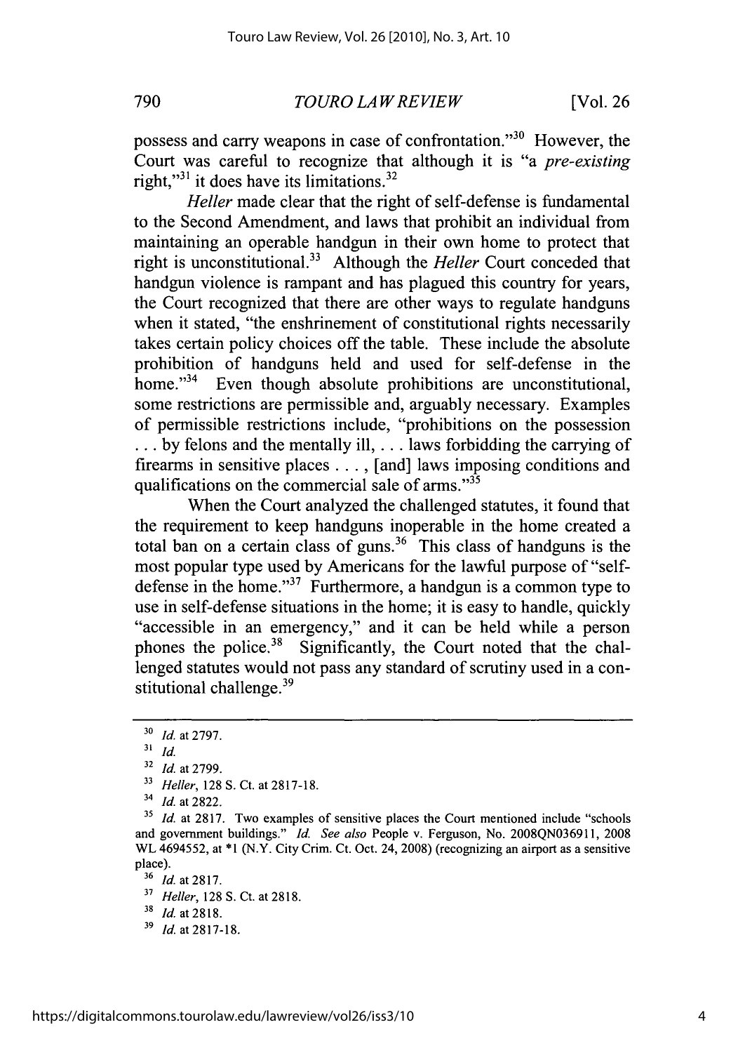possess and carry weapons in case of confrontation."[30] However, the Court was careful to recognize that although it is "a *pre-existing* right,"[31] it does have its limitations.[32]

*Heller* made clear that the right of self-defense is fundamental to the Second Amendment, and laws that prohibit an individual from maintaining an operable handgun in their own home to protect that right is unconstitutional.[33] Although the *Heller* Court conceded that handgun violence is rampant and has plagued this country for years, the Court recognized that there are other ways to regulate handguns when it stated, "the enshrinement of constitutional rights necessarily takes certain policy choices off the table. These include the absolute prohibition of handguns held and used for self-defense in the home."[34] Even though absolute prohibitions are unconstitutional, some restrictions are permissible and, arguably necessary. Examples of permissible restrictions include, "prohibitions on the possession . . . by felons and the mentally ill, . . . laws forbidding the carrying of firearms in sensitive places . . . , [and] laws imposing conditions and qualifications on the commercial sale of arms."[35]

When the Court analyzed the challenged statutes, it found that the requirement to keep handguns inoperable in the home created a total ban on a certain class of guns.[36] This class of handguns is the most popular type used by Americans for the lawful purpose of "self-defense in the home."[37] Furthermore, a handgun is a common type to use in self-defense situations in the home; it is easy to handle, quickly "accessible in an emergency," and it can be held while a person phones the police.[38] Significantly, the Court noted that the challenged statutes would not pass any standard of scrutiny used in a constitutional challenge.[39]

---

[30] *Id.* at 2797.

[31] *Id.*

[32] *Id.* at 2799.

[33] *Heller*, 128 S. Ct. at 2817-18.

[34] *Id.* at 2822.

[35] *Id.* at 2817. Two examples of sensitive places the Court mentioned include "schools and government buildings." *Id. See also* People v. Ferguson, No. 2008QN036911, 2008 WL 4694552, at *1 (N.Y. City Crim. Ct. Oct. 24, 2008) (recognizing an airport as a sensitive place).

[36] *Id.* at 2817.

[37] *Heller*, 128 S. Ct. at 2818.

[38] *Id.* at 2818.

[39] *Id.* at 2817-18.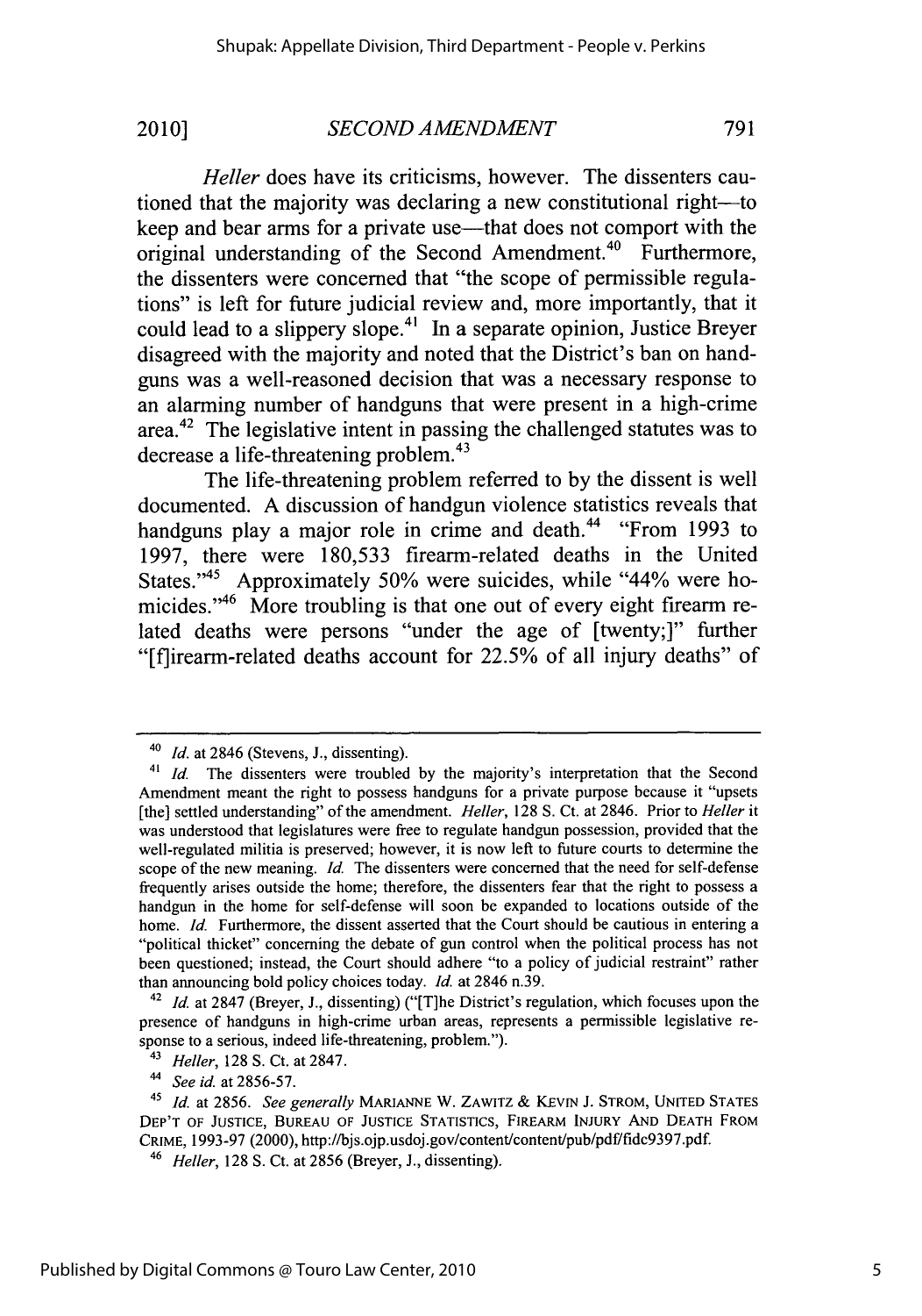*Heller* does have its criticisms, however. The dissenters cautioned that the majority was declaring a new constitutional right—to keep and bear arms for a private use—that does not comport with the original understanding of the Second Amendment.[40] Furthermore, the dissenters were concerned that "the scope of permissible regulations" is left for future judicial review and, more importantly, that it could lead to a slippery slope.[41] In a separate opinion, Justice Breyer disagreed with the majority and noted that the District's ban on handguns was a well-reasoned decision that was a necessary response to an alarming number of handguns that were present in a high-crime area.[42] The legislative intent in passing the challenged statutes was to decrease a life-threatening problem.[43]

The life-threatening problem referred to by the dissent is well documented. A discussion of handgun violence statistics reveals that handguns play a major role in crime and death.[44] "From 1993 to 1997, there were 180,533 firearm-related deaths in the United States."[45] Approximately 50% were suicides, while "44% were homicides."[46] More troubling is that one out of every eight firearm related deaths were persons "under the age of [twenty;]" further "[f]irearm-related deaths account for 22.5% of all injury deaths" of

---

[40] *Id.* at 2846 (Stevens, J., dissenting).

[41] *Id.* The dissenters were troubled by the majority's interpretation that the Second Amendment meant the right to possess handguns for a private purpose because it "upsets [the] settled understanding" of the amendment. *Heller*, 128 S. Ct. at 2846. Prior to *Heller* it was understood that legislatures were free to regulate handgun possession, provided that the well-regulated militia is preserved; however, it is now left to future courts to determine the scope of the new meaning. *Id.* The dissenters were concerned that the need for self-defense frequently arises outside the home; therefore, the dissenters fear that the right to possess a handgun in the home for self-defense will soon be expanded to locations outside of the home. *Id.* Furthermore, the dissent asserted that the Court should be cautious in entering a "political thicket" concerning the debate of gun control when the political process has not been questioned; instead, the Court should adhere "to a policy of judicial restraint" rather than announcing bold policy choices today. *Id.* at 2846 n.39.

[42] *Id.* at 2847 (Breyer, J., dissenting) ("[T]he District's regulation, which focuses upon the presence of handguns in high-crime urban areas, represents a permissible legislative response to a serious, indeed life-threatening, problem.").

[43] *Heller*, 128 S. Ct. at 2847.

[44] *See id.* at 2856-57.

[45] *Id.* at 2856. *See generally* MARIANNE W. ZAWITZ & KEVIN J. STROM, UNITED STATES DEP'T OF JUSTICE, BUREAU OF JUSTICE STATISTICS, FIREARM INJURY AND DEATH FROM CRIME, 1993-97 (2000), http://bjs.ojp.usdoj.gov/content/content/pub/pdf/fidc9397.pdf.

[46] *Heller*, 128 S. Ct. at 2856 (Breyer, J., dissenting).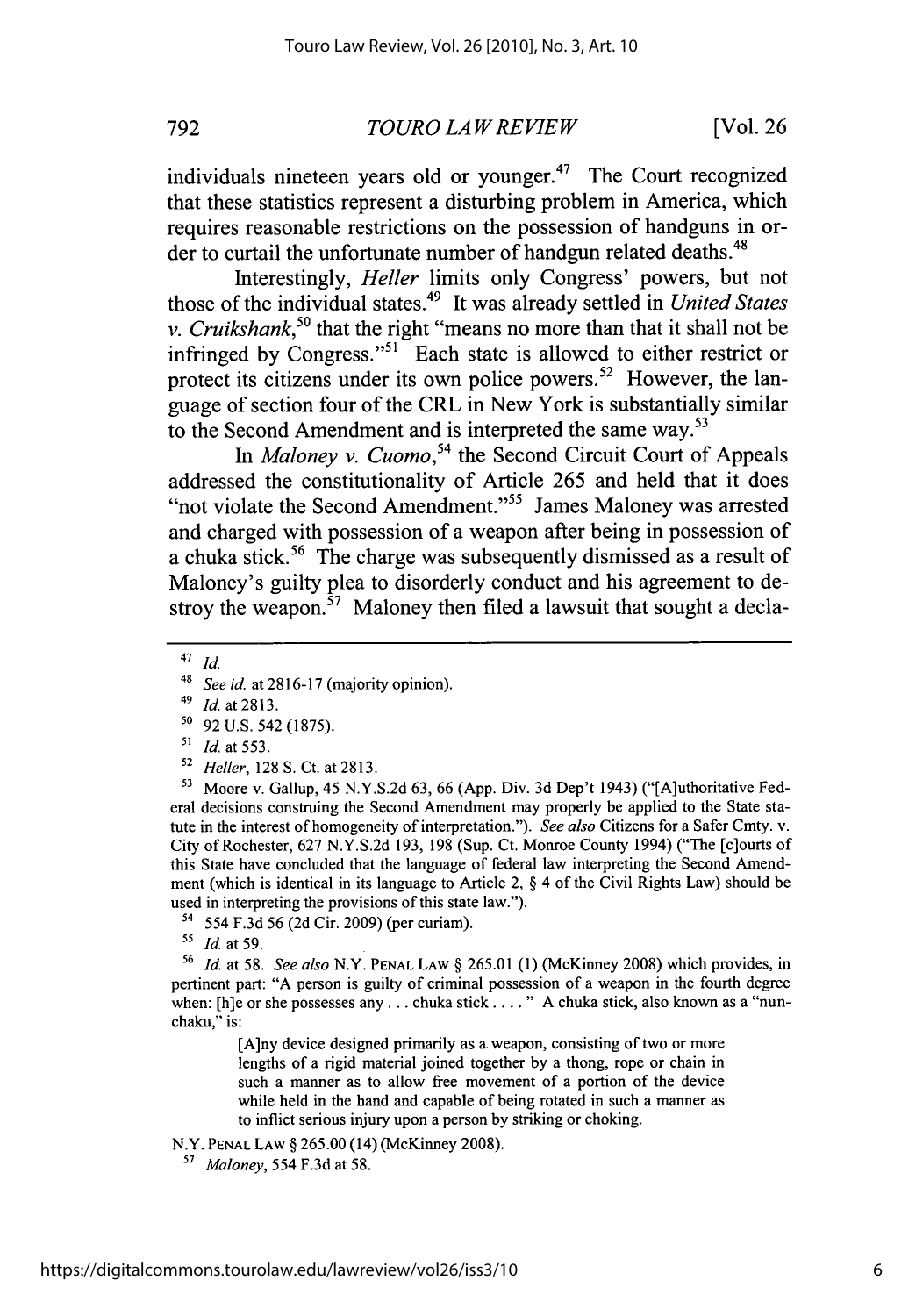individuals nineteen years old or younger.[47] The Court recognized that these statistics represent a disturbing problem in America, which requires reasonable restrictions on the possession of handguns in order to curtail the unfortunate number of handgun related deaths.[48]

Interestingly, *Heller* limits only Congress' powers, but not those of the individual states.[49] It was already settled in *United States v. Cruikshank*,[50] that the right "means no more than that it shall not be infringed by Congress."[51] Each state is allowed to either restrict or protect its citizens under its own police powers.[52] However, the language of section four of the CRL in New York is substantially similar to the Second Amendment and is interpreted the same way.[53]

In *Maloney v. Cuomo*,[54] the Second Circuit Court of Appeals addressed the constitutionality of Article 265 and held that it does "not violate the Second Amendment."[55] James Maloney was arrested and charged with possession of a weapon after being in possession of a chuka stick.[56] The charge was subsequently dismissed as a result of Maloney's guilty plea to disorderly conduct and his agreement to destroy the weapon.[57] Maloney then filed a lawsuit that sought a decla-

---

[47] *Id.*

[48] *See id.* at 2816-17 (majority opinion).

[49] *Id.* at 2813.

[50] 92 U.S. 542 (1875).

[51] *Id.* at 553.

[52] *Heller*, 128 S. Ct. at 2813.

[53] Moore v. Gallup, 45 N.Y.S.2d 63, 66 (App. Div. 3d Dep't 1943) ("[A]uthoritative Federal decisions construing the Second Amendment may properly be applied to the State statute in the interest of homogeneity of interpretation."). *See also* Citizens for a Safer Cmty. v. City of Rochester, 627 N.Y.S.2d 193, 198 (Sup. Ct. Monroe County 1994) ("The [c]ourts of this State have concluded that the language of federal law interpreting the Second Amendment (which is identical in its language to Article 2, § 4 of the Civil Rights Law) should be used in interpreting the provisions of this state law.").

[54] 554 F.3d 56 (2d Cir. 2009) (per curiam).

[55] *Id.* at 59.

[56] *Id.* at 58. *See also* N.Y. PENAL LAW § 265.01 (1) (McKinney 2008) which provides, in pertinent part: "A person is guilty of criminal possession of a weapon in the fourth degree when: [h]e or she possesses any . . . chuka stick . . . . " A chuka stick, also known as a "nunchaku," is:

> [A]ny device designed primarily as a weapon, consisting of two or more lengths of a rigid material joined together by a thong, rope or chain in such a manner as to allow free movement of a portion of the device while held in the hand and capable of being rotated in such a manner as to inflict serious injury upon a person by striking or choking.

N.Y. PENAL LAW § 265.00 (14) (McKinney 2008).

[57] *Maloney*, 554 F.3d at 58.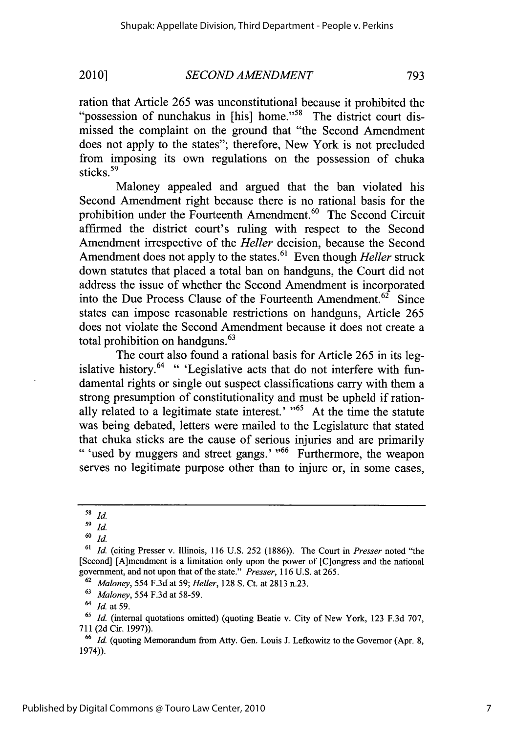ration that Article 265 was unconstitutional because it prohibited the "possession of nunchakus in [his] home."[58] The district court dismissed the complaint on the ground that "the Second Amendment does not apply to the states"; therefore, New York is not precluded from imposing its own regulations on the possession of chuka sticks.[59]

Maloney appealed and argued that the ban violated his Second Amendment right because there is no rational basis for the prohibition under the Fourteenth Amendment.[60] The Second Circuit affirmed the district court's ruling with respect to the Second Amendment irrespective of the *Heller* decision, because the Second Amendment does not apply to the states.[61] Even though *Heller* struck down statutes that placed a total ban on handguns, the Court did not address the issue of whether the Second Amendment is incorporated into the Due Process Clause of the Fourteenth Amendment.[62] Since states can impose reasonable restrictions on handguns, Article 265 does not violate the Second Amendment because it does not create a total prohibition on handguns.[63]

The court also found a rational basis for Article 265 in its legislative history.[64] " 'Legislative acts that do not interfere with fundamental rights or single out suspect classifications carry with them a strong presumption of constitutionality and must be upheld if rationally related to a legitimate state interest.' "[65] At the time the statute was being debated, letters were mailed to the Legislature that stated that chuka sticks are the cause of serious injuries and are primarily " 'used by muggers and street gangs.' "[66] Furthermore, the weapon serves no legitimate purpose other than to injure or, in some cases,

---

[58] *Id.*

[59] *Id.*

[60] *Id.*

[61] *Id.* (citing Presser v. Illinois, 116 U.S. 252 (1886)). The Court in *Presser* noted "the [Second] [A]mendment is a limitation only upon the power of [C]ongress and the national government, and not upon that of the state." *Presser*, 116 U.S. at 265.

[62] *Maloney*, 554 F.3d at 59; *Heller*, 128 S. Ct. at 2813 n.23.

[63] *Maloney*, 554 F.3d at 58-59.

[64] *Id.* at 59.

[65] *Id.* (internal quotations omitted) (quoting Beatie v. City of New York, 123 F.3d 707, 711 (2d Cir. 1997)).

[66] *Id.* (quoting Memorandum from Atty. Gen. Louis J. Lefkowitz to the Governor (Apr. 8, 1974)).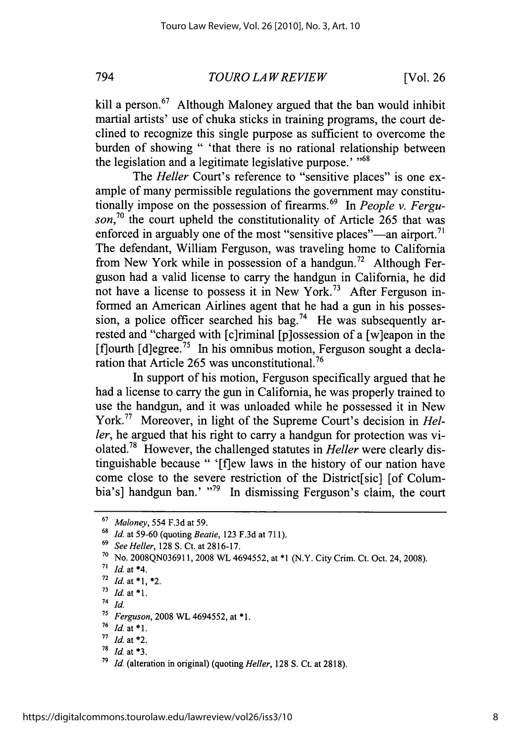kill a person.[67] Although Maloney argued that the ban would inhibit martial artists' use of chuka sticks in training programs, the court declined to recognize this single purpose as sufficient to overcome the burden of showing " 'that there is no rational relationship between the legislation and a legitimate legislative purpose.' "[68]

The *Heller* Court's reference to "sensitive places" is one example of many permissible regulations the government may constitutionally impose on the possession of firearms.[69] In *People v. Ferguson*,[70] the court upheld the constitutionality of Article 265 that was enforced in arguably one of the most "sensitive places"—an airport.[71] The defendant, William Ferguson, was traveling home to California from New York while in possession of a handgun.[72] Although Ferguson had a valid license to carry the handgun in California, he did not have a license to possess it in New York.[73] After Ferguson informed an American Airlines agent that he had a gun in his possession, a police officer searched his bag.[74] He was subsequently arrested and "charged with [c]riminal [p]ossession of a [w]eapon in the [f]ourth [d]egree.[75] In his omnibus motion, Ferguson sought a declaration that Article 265 was unconstitutional.[76]

In support of his motion, Ferguson specifically argued that he had a license to carry the gun in California, he was properly trained to use the handgun, and it was unloaded while he possessed it in New York.[77] Moreover, in light of the Supreme Court's decision in *Heller*, he argued that his right to carry a handgun for protection was violated.[78] However, the challenged statutes in *Heller* were clearly distinguishable because " '[f]ew laws in the history of our nation have come close to the severe restriction of the District[sic] [of Columbia's] handgun ban.' "[79] In dismissing Ferguson's claim, the court

---

[67] *Maloney*, 554 F.3d at 59.

[68] *Id.* at 59-60 (quoting *Beatie*, 123 F.3d at 711).

[69] *See Heller*, 128 S. Ct. at 2816-17.

[70] No. 2008QN036911, 2008 WL 4694552, at *1 (N.Y. City Crim. Ct. Oct. 24, 2008).

[71] *Id.* at *4.

[72] *Id.* at *1, *2.

[73] *Id.* at *1.

[74] *Id.*

[75] *Ferguson*, 2008 WL 4694552, at *1.

[76] *Id.* at *1.

[77] *Id.* at *2.

[78] *Id.* at *3.

[79] *Id.* (alteration in original) (quoting *Heller*, 128 S. Ct. at 2818).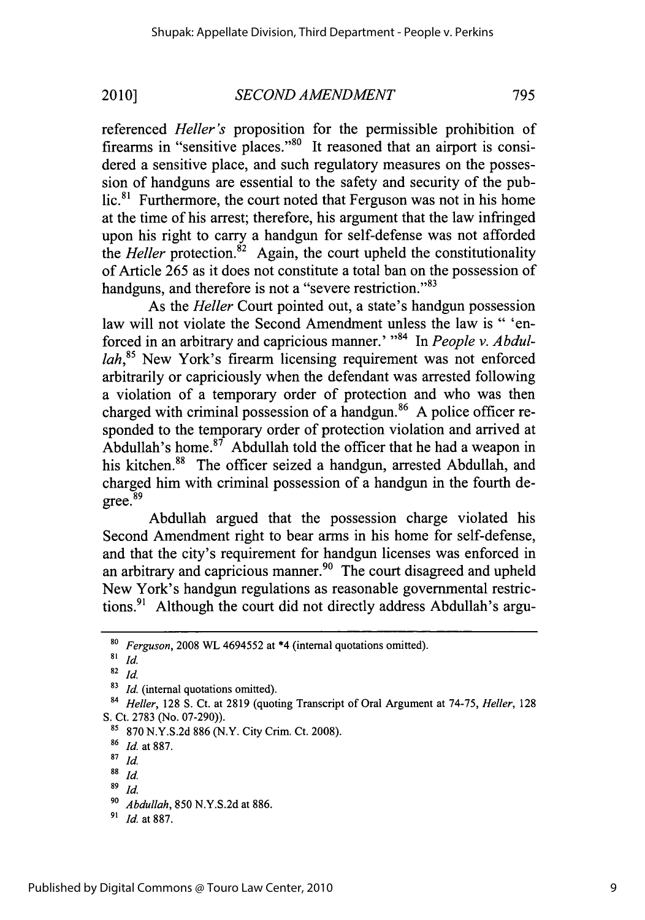referenced *Heller's* proposition for the permissible prohibition of firearms in "sensitive places."[80] It reasoned that an airport is considered a sensitive place, and such regulatory measures on the possession of handguns are essential to the safety and security of the public.[81] Furthermore, the court noted that Ferguson was not in his home at the time of his arrest; therefore, his argument that the law infringed upon his right to carry a handgun for self-defense was not afforded the *Heller* protection.[82] Again, the court upheld the constitutionality of Article 265 as it does not constitute a total ban on the possession of handguns, and therefore is not a "severe restriction."[83]

As the *Heller* Court pointed out, a state's handgun possession law will not violate the Second Amendment unless the law is " 'enforced in an arbitrary and capricious manner.' "[84] In *People v. Abdullah*,[85] New York's firearm licensing requirement was not enforced arbitrarily or capriciously when the defendant was arrested following a violation of a temporary order of protection and who was then charged with criminal possession of a handgun.[86] A police officer responded to the temporary order of protection violation and arrived at Abdullah's home.[87] Abdullah told the officer that he had a weapon in his kitchen.[88] The officer seized a handgun, arrested Abdullah, and charged him with criminal possession of a handgun in the fourth degree.[89]

Abdullah argued that the possession charge violated his Second Amendment right to bear arms in his home for self-defense, and that the city's requirement for handgun licenses was enforced in an arbitrary and capricious manner.[90] The court disagreed and upheld New York's handgun regulations as reasonable governmental restrictions.[91] Although the court did not directly address Abdullah's argu-

---

[80] *Ferguson*, 2008 WL 4694552 at *4 (internal quotations omitted).

[81] *Id.*

[82] *Id.*

[83] *Id.* (internal quotations omitted).

[84] *Heller*, 128 S. Ct. at 2819 (quoting Transcript of Oral Argument at 74-75, *Heller*, 128 S. Ct. 2783 (No. 07-290)).

[85] 870 N.Y.S.2d 886 (N.Y. City Crim. Ct. 2008).

[86] *Id.* at 887.

[87] *Id.*

[88] *Id.*

[89] *Id.*

[90] *Abdullah*, 850 N.Y.S.2d at 886.

[91] *Id.* at 887.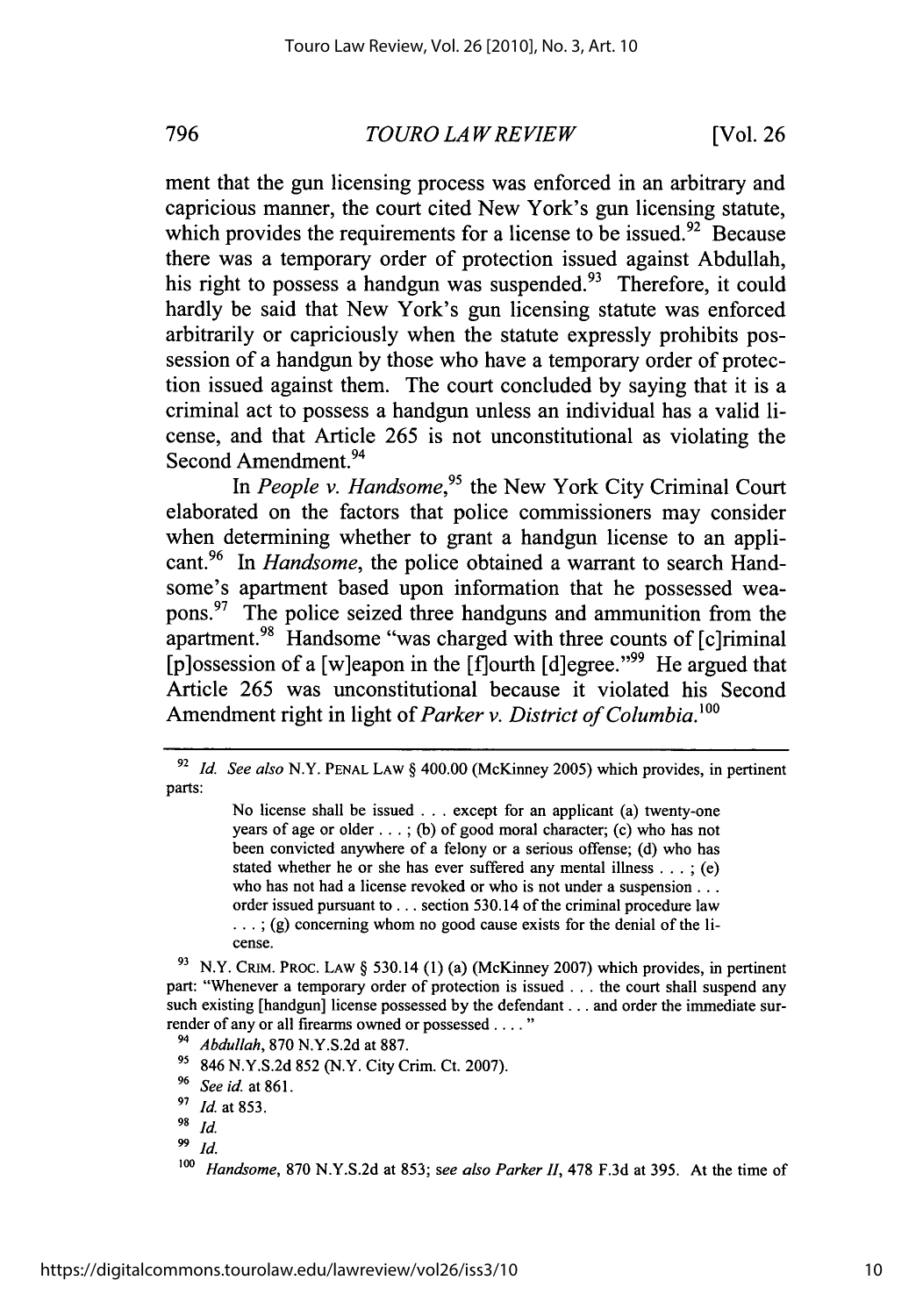ment that the gun licensing process was enforced in an arbitrary and capricious manner, the court cited New York's gun licensing statute, which provides the requirements for a license to be issued.[92] Because there was a temporary order of protection issued against Abdullah, his right to possess a handgun was suspended.[93] Therefore, it could hardly be said that New York's gun licensing statute was enforced arbitrarily or capriciously when the statute expressly prohibits possession of a handgun by those who have a temporary order of protection issued against them. The court concluded by saying that it is a criminal act to possess a handgun unless an individual has a valid license, and that Article 265 is not unconstitutional as violating the Second Amendment.[94]

In *People v. Handsome*,[95] the New York City Criminal Court elaborated on the factors that police commissioners may consider when determining whether to grant a handgun license to an applicant.[96] In *Handsome*, the police obtained a warrant to search Handsome's apartment based upon information that he possessed weapons.[97] The police seized three handguns and ammunition from the apartment.[98] Handsome "was charged with three counts of [c]riminal [p]ossession of a [w]eapon in the [f]ourth [d]egree."[99] He argued that Article 265 was unconstitutional because it violated his Second Amendment right in light of *Parker v. District of Columbia*.[100]

---

[92] *Id. See also* N.Y. PENAL LAW § 400.00 (McKinney 2005) which provides, in pertinent parts:

> No license shall be issued . . . except for an applicant (a) twenty-one years of age or older . . . ; (b) of good moral character; (c) who has not been convicted anywhere of a felony or a serious offense; (d) who has stated whether he or she has ever suffered any mental illness . . . ; (e) who has not had a license revoked or who is not under a suspension . . . order issued pursuant to . . . section 530.14 of the criminal procedure law . . . ; (g) concerning whom no good cause exists for the denial of the license.

[93] N.Y. CRIM. PROC. LAW § 530.14 (1) (a) (McKinney 2007) which provides, in pertinent part: "Whenever a temporary order of protection is issued . . . the court shall suspend any such existing [handgun] license possessed by the defendant . . . and order the immediate surrender of any or all firearms owned or possessed . . . ."

[94] *Abdullah*, 870 N.Y.S.2d at 887.

[95] 846 N.Y.S.2d 852 (N.Y. City Crim. Ct. 2007).

[96] *See id.* at 861.

[97] *Id.* at 853.

[98] *Id.*

[99] *Id.*

[100] *Handsome*, 870 N.Y.S.2d at 853; *see also Parker II*, 478 F.3d at 395. At the time of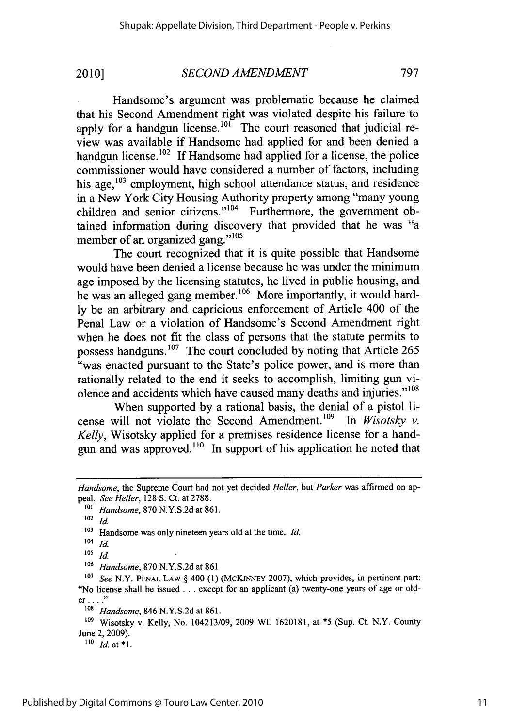Handsome's argument was problematic because he claimed that his Second Amendment right was violated despite his failure to apply for a handgun license.[101] The court reasoned that judicial review was available if Handsome had applied for and been denied a handgun license.[102] If Handsome had applied for a license, the police commissioner would have considered a number of factors, including his age,[103] employment, high school attendance status, and residence in a New York City Housing Authority property among "many young children and senior citizens."[104] Furthermore, the government obtained information during discovery that provided that he was "a member of an organized gang."[105]

The court recognized that it is quite possible that Handsome would have been denied a license because he was under the minimum age imposed by the licensing statutes, he lived in public housing, and he was an alleged gang member.[106] More importantly, it would hardly be an arbitrary and capricious enforcement of Article 400 of the Penal Law or a violation of Handsome's Second Amendment right when he does not fit the class of persons that the statute permits to possess handguns.[107] The court concluded by noting that Article 265 "was enacted pursuant to the State's police power, and is more than rationally related to the end it seeks to accomplish, limiting gun violence and accidents which have caused many deaths and injuries."[108]

When supported by a rational basis, the denial of a pistol license will not violate the Second Amendment.[109] In *Wisotsky v. Kelly*, Wisotsky applied for a premises residence license for a handgun and was approved.[110] In support of his application he noted that

---

*Handsome*, the Supreme Court had not yet decided *Heller*, but *Parker* was affirmed on appeal. *See Heller*, 128 S. Ct. at 2788.

[101] *Handsome*, 870 N.Y.S.2d at 861.

[102] *Id.*

[103] Handsome was only nineteen years old at the time. *Id.*

[104] *Id.*

[105] *Id.*

[106] *Handsome*, 870 N.Y.S.2d at 861

[107] *See* N.Y. PENAL LAW § 400 (1) (MCKINNEY 2007), which provides, in pertinent part: "No license shall be issued . . . except for an applicant (a) twenty-one years of age or older . . . ."

[108] *Handsome*, 846 N.Y.S.2d at 861.

[109] Wisotsky v. Kelly, No. 104213/09, 2009 WL 1620181, at *5 (Sup. Ct. N.Y. County June 2, 2009).

[110] *Id.* at *1.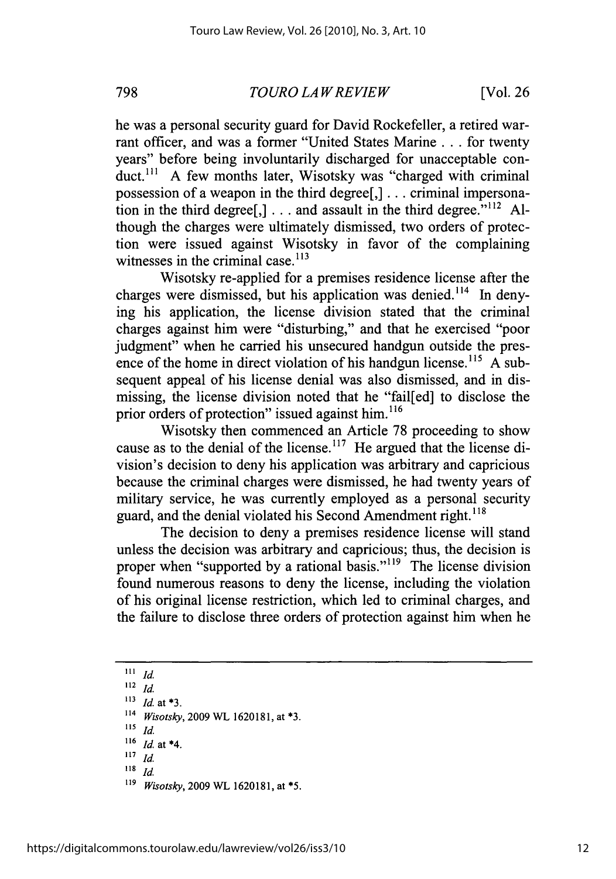he was a personal security guard for David Rockefeller, a retired warrant officer, and was a former "United States Marine . . . for twenty years" before being involuntarily discharged for unacceptable conduct.[111] A few months later, Wisotsky was "charged with criminal possession of a weapon in the third degree[,] . . . criminal impersonation in the third degree[,] . . . and assault in the third degree."[112] Although the charges were ultimately dismissed, two orders of protection were issued against Wisotsky in favor of the complaining witnesses in the criminal case.[113]

Wisotsky re-applied for a premises residence license after the charges were dismissed, but his application was denied.[114] In denying his application, the license division stated that the criminal charges against him were "disturbing," and that he exercised "poor judgment" when he carried his unsecured handgun outside the presence of the home in direct violation of his handgun license.[115] A subsequent appeal of his license denial was also dismissed, and in dismissing, the license division noted that he "fail[ed] to disclose the prior orders of protection" issued against him.[116]

Wisotsky then commenced an Article 78 proceeding to show cause as to the denial of the license.[117] He argued that the license division's decision to deny his application was arbitrary and capricious because the criminal charges were dismissed, he had twenty years of military service, he was currently employed as a personal security guard, and the denial violated his Second Amendment right.[118]

The decision to deny a premises residence license will stand unless the decision was arbitrary and capricious; thus, the decision is proper when "supported by a rational basis."[119] The license division found numerous reasons to deny the license, including the violation of his original license restriction, which led to criminal charges, and the failure to disclose three orders of protection against him when he

---

[111] *Id.*

[112] *Id.*

[113] *Id.* at *3.

[114] *Wisotsky*, 2009 WL 1620181, at *3.

[115] *Id.*

[116] *Id.* at *4.

[117] *Id.*

[118] *Id.*

[119] *Wisotsky*, 2009 WL 1620181, at *5.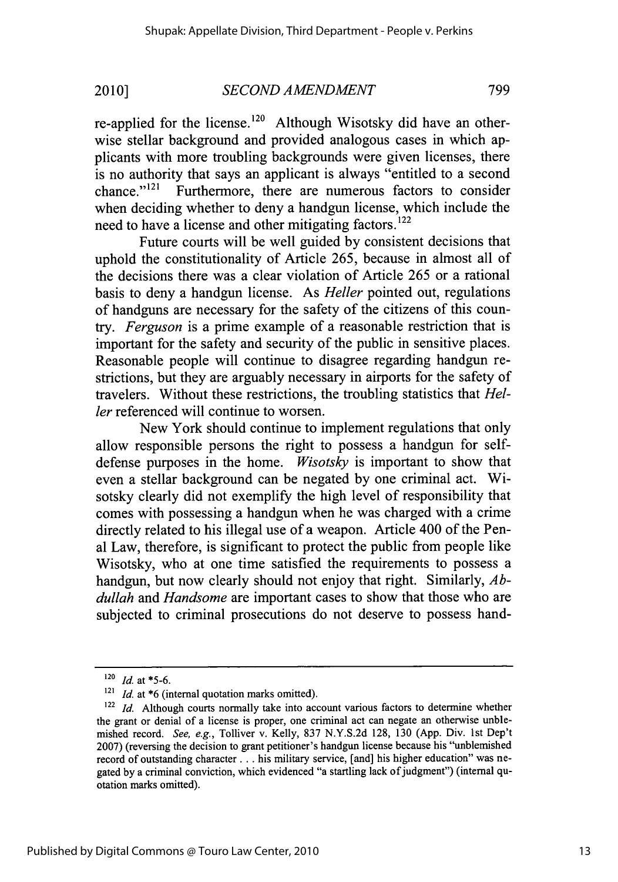re-applied for the license.[120] Although Wisotsky did have an otherwise stellar background and provided analogous cases in which applicants with more troubling backgrounds were given licenses, there is no authority that says an applicant is always "entitled to a second chance."[121] Furthermore, there are numerous factors to consider when deciding whether to deny a handgun license, which include the need to have a license and other mitigating factors.[122]

Future courts will be well guided by consistent decisions that uphold the constitutionality of Article 265, because in almost all of the decisions there was a clear violation of Article 265 or a rational basis to deny a handgun license. As *Heller* pointed out, regulations of handguns are necessary for the safety of the citizens of this country. *Ferguson* is a prime example of a reasonable restriction that is important for the safety and security of the public in sensitive places. Reasonable people will continue to disagree regarding handgun restrictions, but they are arguably necessary in airports for the safety of travelers. Without these restrictions, the troubling statistics that *Heller* referenced will continue to worsen.

New York should continue to implement regulations that only allow responsible persons the right to possess a handgun for self-defense purposes in the home. *Wisotsky* is important to show that even a stellar background can be negated by one criminal act. Wisotsky clearly did not exemplify the high level of responsibility that comes with possessing a handgun when he was charged with a crime directly related to his illegal use of a weapon. Article 400 of the Penal Law, therefore, is significant to protect the public from people like Wisotsky, who at one time satisfied the requirements to possess a handgun, but now clearly should not enjoy that right. Similarly, *Abdullah* and *Handsome* are important cases to show that those who are subjected to criminal prosecutions do not deserve to possess hand-

---

[120] *Id.* at *5-6.

[121] *Id.* at *6 (internal quotation marks omitted).

[122] *Id.* Although courts normally take into account various factors to determine whether the grant or denial of a license is proper, one criminal act can negate an otherwise unblemished record. *See, e.g.*, Tolliver v. Kelly, 837 N.Y.S.2d 128, 130 (App. Div. 1st Dep't 2007) (reversing the decision to grant petitioner's handgun license because his "unblemished record of outstanding character . . . his military service, [and] his higher education" was negated by a criminal conviction, which evidenced "a startling lack of judgment") (internal quotation marks omitted).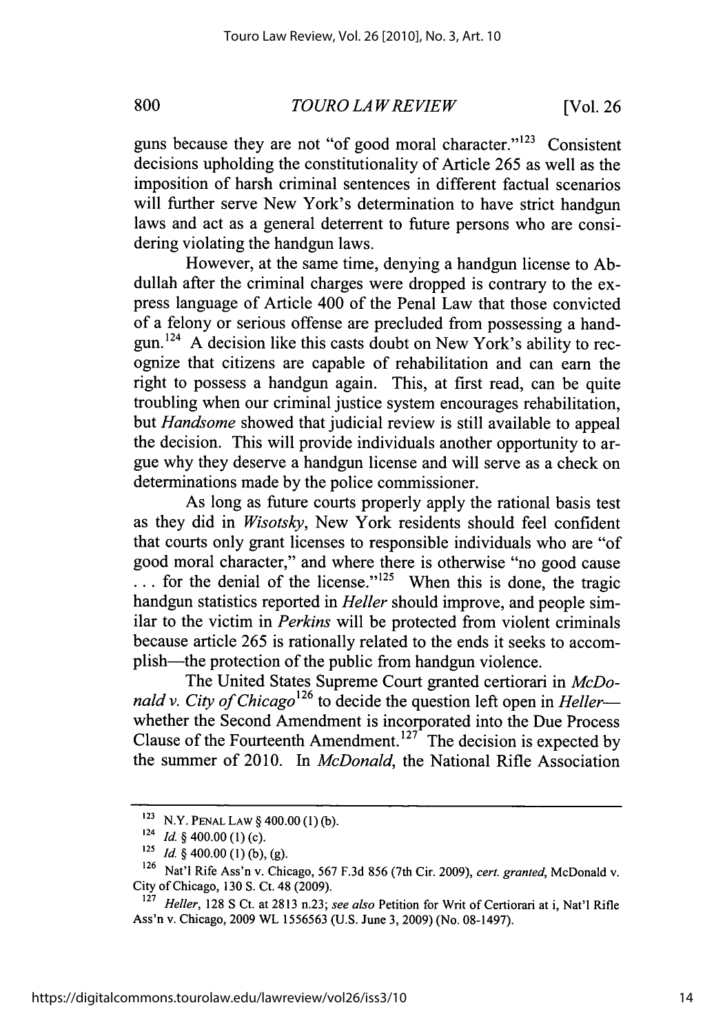guns because they are not "of good moral character."[123] Consistent decisions upholding the constitutionality of Article 265 as well as the imposition of harsh criminal sentences in different factual scenarios will further serve New York's determination to have strict handgun laws and act as a general deterrent to future persons who are considering violating the handgun laws.

However, at the same time, denying a handgun license to Abdullah after the criminal charges were dropped is contrary to the express language of Article 400 of the Penal Law that those convicted of a felony or serious offense are precluded from possessing a handgun.[124] A decision like this casts doubt on New York's ability to recognize that citizens are capable of rehabilitation and can earn the right to possess a handgun again. This, at first read, can be quite troubling when our criminal justice system encourages rehabilitation, but *Handsome* showed that judicial review is still available to appeal the decision. This will provide individuals another opportunity to argue why they deserve a handgun license and will serve as a check on determinations made by the police commissioner.

As long as future courts properly apply the rational basis test as they did in *Wisotsky*, New York residents should feel confident that courts only grant licenses to responsible individuals who are "of good moral character," and where there is otherwise "no good cause . . . for the denial of the license."[125] When this is done, the tragic handgun statistics reported in *Heller* should improve, and people similar to the victim in *Perkins* will be protected from violent criminals because article 265 is rationally related to the ends it seeks to accomplish—the protection of the public from handgun violence.

The United States Supreme Court granted certiorari in *McDonald v. City of Chicago*[126] to decide the question left open in *Heller*—whether the Second Amendment is incorporated into the Due Process Clause of the Fourteenth Amendment.[127] The decision is expected by the summer of 2010. In *McDonald*, the National Rifle Association

---

[123] N.Y. PENAL LAW § 400.00 (1) (b).

[124] *Id.* § 400.00 (1) (c).

[125] *Id.* § 400.00 (1) (b), (g).

[126] Nat'l Rife Ass'n v. Chicago, 567 F.3d 856 (7th Cir. 2009), *cert. granted*, McDonald v. City of Chicago, 130 S. Ct. 48 (2009).

[127] *Heller*, 128 S Ct. at 2813 n.23; *see also* Petition for Writ of Certiorari at i, Nat'l Rifle Ass'n v. Chicago, 2009 WL 1556563 (U.S. June 3, 2009) (No. 08-1497).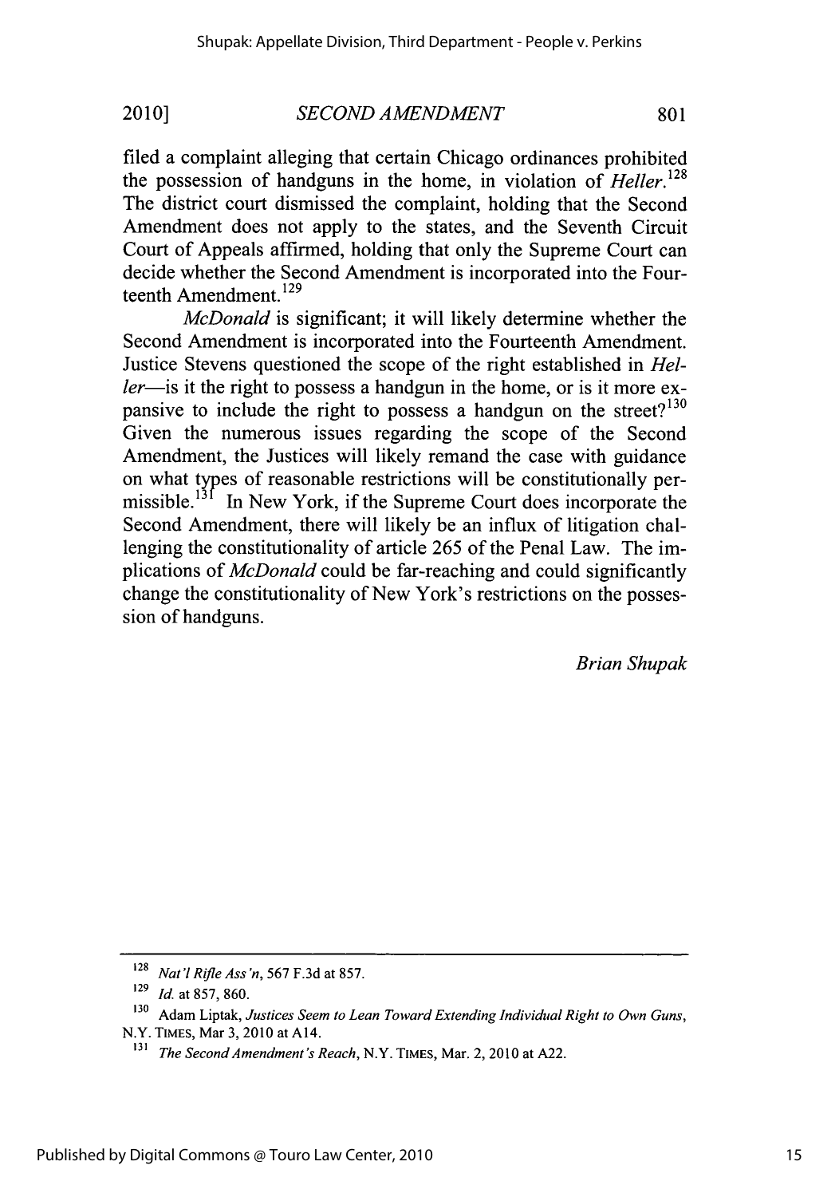filed a complaint alleging that certain Chicago ordinances prohibited the possession of handguns in the home, in violation of *Heller*.[128] The district court dismissed the complaint, holding that the Second Amendment does not apply to the states, and the Seventh Circuit Court of Appeals affirmed, holding that only the Supreme Court can decide whether the Second Amendment is incorporated into the Fourteenth Amendment.[129]

*McDonald* is significant; it will likely determine whether the Second Amendment is incorporated into the Fourteenth Amendment. Justice Stevens questioned the scope of the right established in *Heller*—is it the right to possess a handgun in the home, or is it more expansive to include the right to possess a handgun on the street?[130] Given the numerous issues regarding the scope of the Second Amendment, the Justices will likely remand the case with guidance on what types of reasonable restrictions will be constitutionally permissible.[131] In New York, if the Supreme Court does incorporate the Second Amendment, there will likely be an influx of litigation challenging the constitutionality of article 265 of the Penal Law. The implications of *McDonald* could be far-reaching and could significantly change the constitutionality of New York's restrictions on the possession of handguns.

*Brian Shupak*

---

[128] *Nat'l Rifle Ass'n*, 567 F.3d at 857.

[129] *Id.* at 857, 860.

[130] Adam Liptak, *Justices Seem to Lean Toward Extending Individual Right to Own Guns*, N.Y. TIMES, Mar 3, 2010 at A14.

[131] *The Second Amendment's Reach*, N.Y. TIMES, Mar. 2, 2010 at A22.